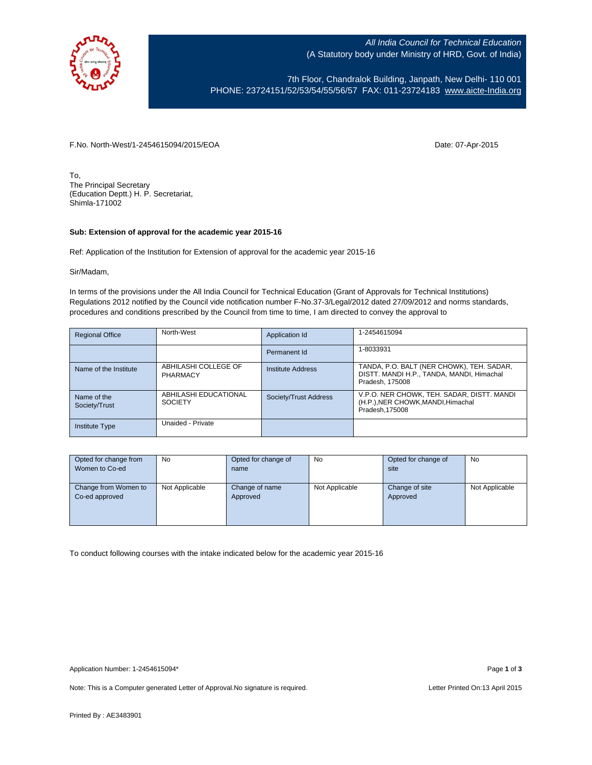*All India Council for Technical Education*
(A Statutory body under Ministry of HRD, Govt. of India)

7th Floor, Chandralok Building, Janpath, New Delhi- 110 001
PHONE: 23724151/52/53/54/55/56/57 FAX: 011-23724183 www.aicte-India.org

F.No. North-West/1-2454615094/2015/EOA

Date: 07-Apr-2015

To,
The Principal Secretary
(Education Deptt.) H. P. Secretariat,
Shimla-171002

**Sub: Extension of approval for the academic year 2015-16**

Ref: Application of the Institution for Extension of approval for the academic year 2015-16

Sir/Madam,

In terms of the provisions under the All India Council for Technical Education (Grant of Approvals for Technical Institutions) Regulations 2012 notified by the Council vide notification number F-No.37-3/Legal/2012 dated 27/09/2012 and norms standards, procedures and conditions prescribed by the Council from time to time, I am directed to convey the approval to

| Regional Office | North-West | Application Id | 1-2454615094 |
|---|---|---|---|
| | | Permanent Id | 1-8033931 |
| Name of the Institute | ABHILASHI COLLEGE OF PHARMACY | Institute Address | TANDA, P.O. BALT (NER CHOWK), TEH. SADAR, DISTT. MANDI H.P., TANDA, MANDI, Himachal Pradesh, 175008 |
| Name of the Society/Trust | ABHILASHI EDUCATIONAL SOCIETY | Society/Trust Address | V.P.O. NER CHOWK, TEH. SADAR, DISTT. MANDI (H.P.),NER CHOWK,MANDI,Himachal Pradesh,175008 |
| Institute Type | Unaided - Private | | |

| Opted for change from Women to Co-ed | No | Opted for change of name | No | Opted for change of site | No |
|---|---|---|---|---|---|
| Change from Women to Co-ed approved | Not Applicable | Change of name Approved | Not Applicable | Change of site Approved | Not Applicable |

To conduct following courses with the intake indicated below for the academic year 2015-16

Application Number: 1-2454615094*

Note: This is a Computer generated Letter of Approval.No signature is required.

Letter Printed On:13 April 2015

Printed By : AE3483901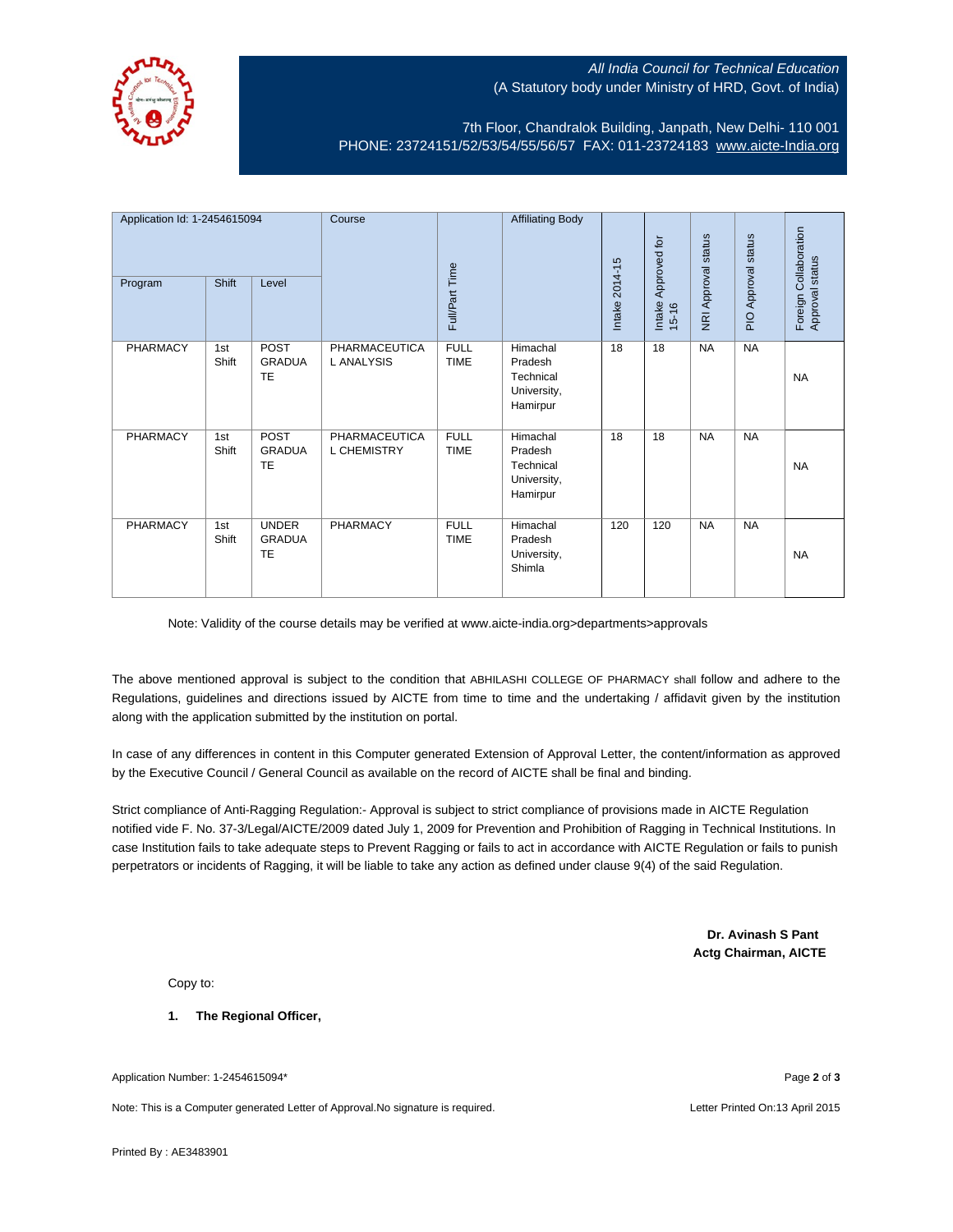All India Council for Technical Education
(A Statutory body under Ministry of HRD, Govt. of India)

7th Floor, Chandralok Building, Janpath, New Delhi- 110 001
PHONE: 23724151/52/53/54/55/56/57 FAX: 011-23724183 www.aicte-India.org

| Application Id: 1-2454615094 | | | Course | Full/Part Time | Affiliating Body | Intake 2014-15 | Intake Approved for 15-16 | NRI Approval status | PIO Approval status | Foreign Collaboration Approval status |
|---|---|---|---|---|---|---|---|---|---|---|
| Program | Shift | Level | | | | | | | | |
| PHARMACY | 1st Shift | POST GRADUATE | PHARMACEUTICAL ANALYSIS | FULL TIME | Himachal Pradesh Technical University, Hamirpur | 18 | 18 | NA | NA | NA |
| PHARMACY | 1st Shift | POST GRADUATE | PHARMACEUTICAL CHEMISTRY | FULL TIME | Himachal Pradesh Technical University, Hamirpur | 18 | 18 | NA | NA | NA |
| PHARMACY | 1st Shift | UNDER GRADUATE | PHARMACY | FULL TIME | Himachal Pradesh University, Shimla | 120 | 120 | NA | NA | NA |

Note: Validity of the course details may be verified at www.aicte-india.org>departments>approvals

The above mentioned approval is subject to the condition that ABHILASHI COLLEGE OF PHARMACY shall follow and adhere to the Regulations, guidelines and directions issued by AICTE from time to time and the undertaking / affidavit given by the institution along with the application submitted by the institution on portal.

In case of any differences in content in this Computer generated Extension of Approval Letter, the content/information as approved by the Executive Council / General Council as available on the record of AICTE shall be final and binding.

Strict compliance of Anti-Ragging Regulation:- Approval is subject to strict compliance of provisions made in AICTE Regulation notified vide F. No. 37-3/Legal/AICTE/2009 dated July 1, 2009 for Prevention and Prohibition of Ragging in Technical Institutions. In case Institution fails to take adequate steps to Prevent Ragging or fails to act in accordance with AICTE Regulation or fails to punish perpetrators or incidents of Ragging, it will be liable to take any action as defined under clause 9(4) of the said Regulation.

**Dr. Avinash S Pant**
**Actg Chairman, AICTE**

Copy to:

1. **The Regional Officer,**

Application Number: 1-2454615094*

Note: This is a Computer generated Letter of Approval.No signature is required.

Letter Printed On:13 April 2015

Printed By : AE3483901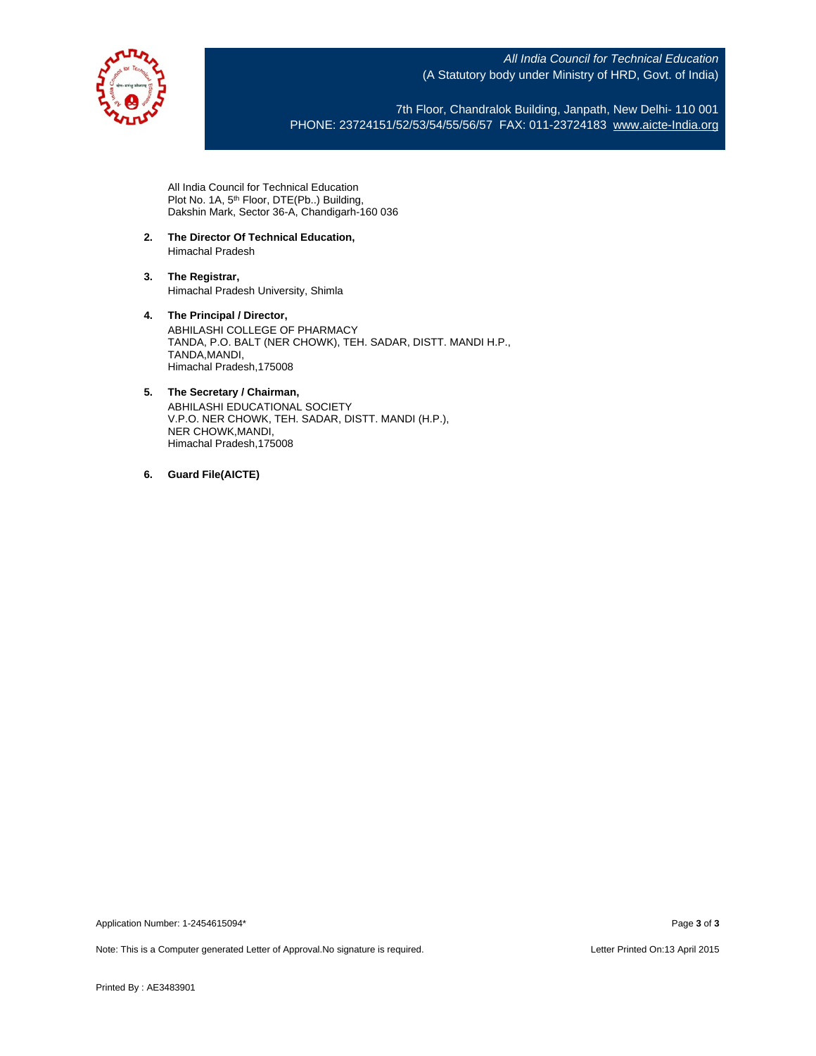All India Council for Technical Education
Plot No. 1A, 5th Floor, DTE(Pb..) Building,
Dakshin Mark, Sector 36-A, Chandigarh-160 036

2. **The Director Of Technical Education,**
   Himachal Pradesh

3. **The Registrar,**
   Himachal Pradesh University, Shimla

4. **The Principal / Director,**
   ABHILASHI COLLEGE OF PHARMACY
   TANDA, P.O. BALT (NER CHOWK), TEH. SADAR, DISTT. MANDI H.P.,
   TANDA,MANDI,
   Himachal Pradesh,175008

5. **The Secretary / Chairman,**
   ABHILASHI EDUCATIONAL SOCIETY
   V.P.O. NER CHOWK, TEH. SADAR, DISTT. MANDI (H.P.),
   NER CHOWK,MANDI,
   Himachal Pradesh,175008

6. **Guard File(AICTE)**

Application Number: 1-2454615094*

Note: This is a Computer generated Letter of Approval.No signature is required.

Letter Printed On:13 April 2015

Printed By : AE3483901